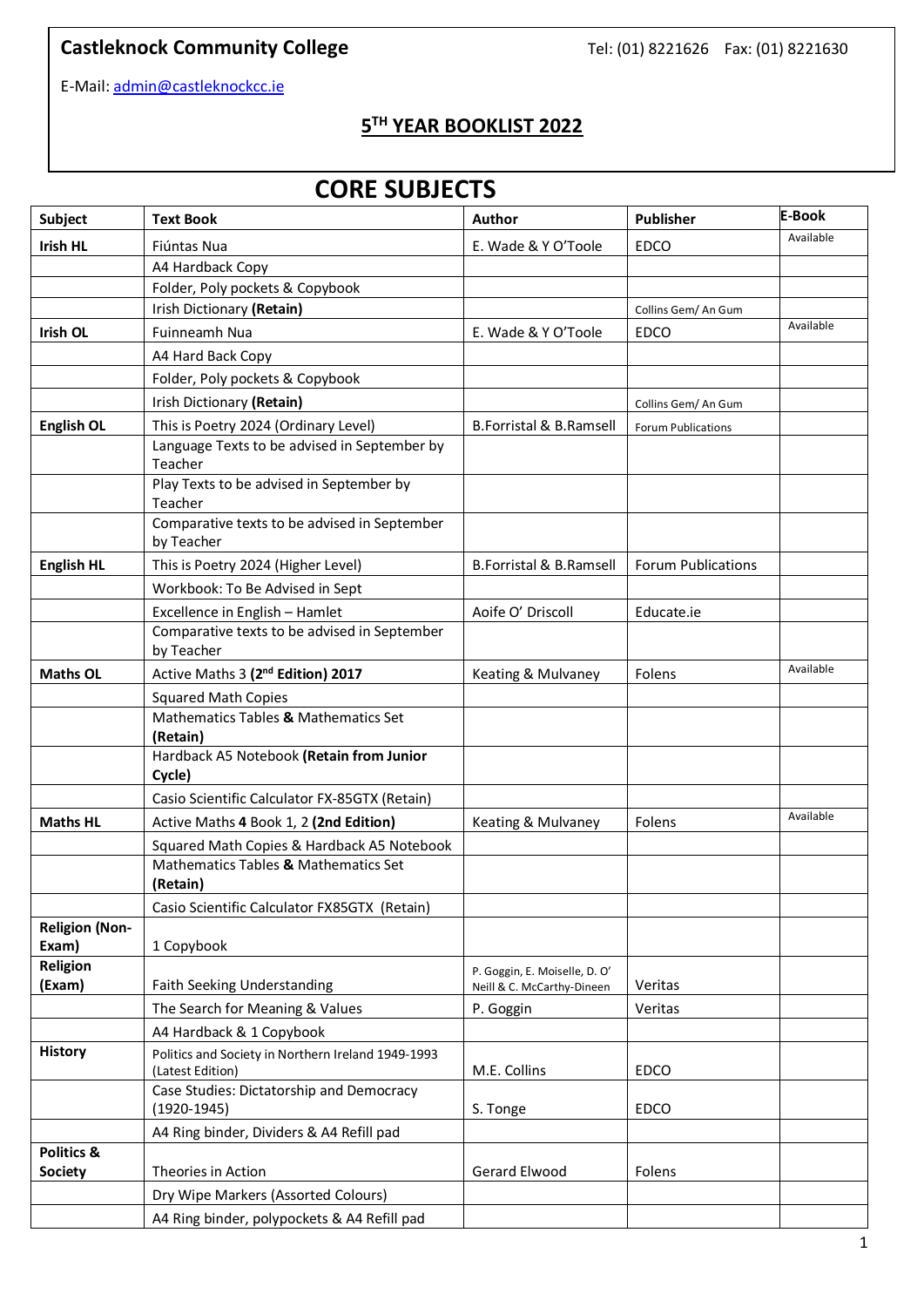**Castleknock Community College** Tel: (01) 8221626 Fax: (01) 8221630

E-Mail: admin@castleknockcc.ie

## 5TH YEAR BOOKLIST 2022

# CORE SUBJECTS

| Subject | Text Book | Author | Publisher | E-Book |
|---|---|---|---|---|
| **Irish HL** | Fiúntas Nua | E. Wade & Y O'Toole | EDCO | Available |
| | A4 Hardback Copy | | | |
| | Folder, Poly pockets & Copybook | | | |
| | Irish Dictionary **(Retain)** | | Collins Gem/ An Gum | |
| **Irish OL** | Fuinneamh Nua | E. Wade & Y O'Toole | EDCO | Available |
| | A4 Hard Back Copy | | | |
| | Folder, Poly pockets & Copybook | | | |
| | Irish Dictionary **(Retain)** | | Collins Gem/ An Gum | |
| **English OL** | This is Poetry 2024 (Ordinary Level) | B.Forristal & B.Ramsell | Forum Publications | |
| | Language Texts to be advised in September by Teacher | | | |
| | Play Texts to be advised in September by Teacher | | | |
| | Comparative texts to be advised in September by Teacher | | | |
| **English HL** | This is Poetry 2024 (Higher Level) | B.Forristal & B.Ramsell | Forum Publications | |
| | Workbook: To Be Advised in Sept | | | |
| | Excellence in English – Hamlet | Aoife O' Driscoll | Educate.ie | |
| | Comparative texts to be advised in September by Teacher | | | |
| **Maths OL** | Active Maths 3 **(2nd Edition) 2017** | Keating & Mulvaney | Folens | Available |
| | Squared Math Copies | | | |
| | Mathematics Tables **&** Mathematics Set **(Retain)** | | | |
| | Hardback A5 Notebook **(Retain from Junior Cycle)** | | | |
| | Casio Scientific Calculator FX-85GTX (Retain) | | | |
| **Maths HL** | Active Maths **4** Book 1, 2 **(2nd Edition)** | Keating & Mulvaney | Folens | Available |
| | Squared Math Copies & Hardback A5 Notebook | | | |
| | Mathematics Tables **&** Mathematics Set **(Retain)** | | | |
| | Casio Scientific Calculator FX85GTX (Retain) | | | |
| **Religion (Non-Exam)** | 1 Copybook | | | |
| **Religion (Exam)** | Faith Seeking Understanding | P. Goggin, E. Moiselle, D. O' Neill & C. McCarthy-Dineen | Veritas | |
| | The Search for Meaning & Values | P. Goggin | Veritas | |
| | A4 Hardback & 1 Copybook | | | |
| **History** | Politics and Society in Northern Ireland 1949-1993 (Latest Edition) | M.E. Collins | EDCO | |
| | Case Studies: Dictatorship and Democracy (1920-1945) | S. Tonge | EDCO | |
| | A4 Ring binder, Dividers & A4 Refill pad | | | |
| **Politics & Society** | Theories in Action | Gerard Elwood | Folens | |
| | Dry Wipe Markers (Assorted Colours) | | | |
| | A4 Ring binder, polypockets & A4 Refill pad | | | |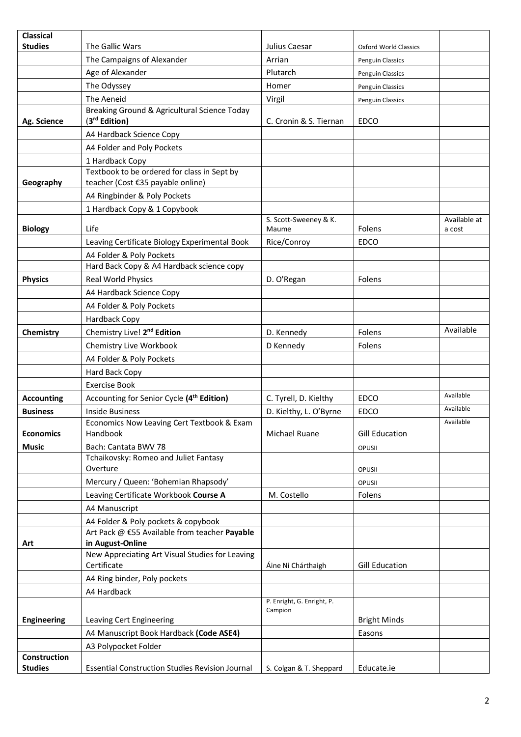| | | | | |
|---|---|---|---|---|
| **Classical Studies** | The Gallic Wars | Julius Caesar | Oxford World Classics | |
| | The Campaigns of Alexander | Arrian | Penguin Classics | |
| | Age of Alexander | Plutarch | Penguin Classics | |
| | The Odyssey | Homer | Penguin Classics | |
| | The Aeneid | Virgil | Penguin Classics | |
| **Ag. Science** | Breaking Ground & Agricultural Science Today (**3rd Edition)** | C. Cronin & S. Tiernan | EDCO | |
| | A4 Hardback Science Copy | | | |
| | A4 Folder and Poly Pockets | | | |
| | 1 Hardback Copy | | | |
| **Geography** | Textbook to be ordered for class in Sept by teacher (Cost €35 payable online) | | | |
| | A4 Ringbinder & Poly Pockets | | | |
| | 1 Hardback Copy & 1 Copybook | | | |
| **Biology** | Life | S. Scott-Sweeney & K. Maume | Folens | Available at a cost |
| | Leaving Certificate Biology Experimental Book | Rice/Conroy | EDCO | |
| | A4 Folder & Poly Pockets | | | |
| | Hard Back Copy & A4 Hardback science copy | | | |
| **Physics** | Real World Physics | D. O'Regan | Folens | |
| | A4 Hardback Science Copy | | | |
| | A4 Folder & Poly Pockets | | | |
| | Hardback Copy | | | |
| **Chemistry** | Chemistry Live! **2nd Edition** | D. Kennedy | Folens | Available |
| | Chemistry Live Workbook | D Kennedy | Folens | |
| | A4 Folder & Poly Pockets | | | |
| | Hard Back Copy | | | |
| | Exercise Book | | | |
| **Accounting** | Accounting for Senior Cycle **(4th Edition)** | C. Tyrell, D. Kielthy | EDCO | Available |
| **Business** | Inside Business | D. Kielthy, L. O'Byrne | EDCO | Available |
| **Economics** | Economics Now Leaving Cert Textbook & Exam Handbook | Michael Ruane | Gill Education | Available |
| **Music** | Bach: Cantata BWV 78 | | OPUSII | |
| | Tchaikovsky: Romeo and Juliet Fantasy Overture | | OPUSII | |
| | Mercury / Queen: 'Bohemian Rhapsody' | | OPUSII | |
| | Leaving Certificate Workbook **Course A** | M. Costello | Folens | |
| | A4 Manuscript | | | |
| | A4 Folder & Poly pockets & copybook | | | |
| **Art** | Art Pack @ €55 Available from teacher **Payable in August-Online** | | | |
| | New Appreciating Art Visual Studies for Leaving Certificate | Áine Ni Chárthaigh | Gill Education | |
| | A4 Ring binder, Poly pockets | | | |
| | A4 Hardback | | | |
| **Engineering** | Leaving Cert Engineering | P. Enright, G. Enright, P. Campion | Bright Minds | |
| | A4 Manuscript Book Hardback **(Code ASE4)** | | Easons | |
| | A3 Polypocket Folder | | | |
| **Construction Studies** | Essential Construction Studies Revision Journal | S. Colgan & T. Sheppard | Educate.ie | |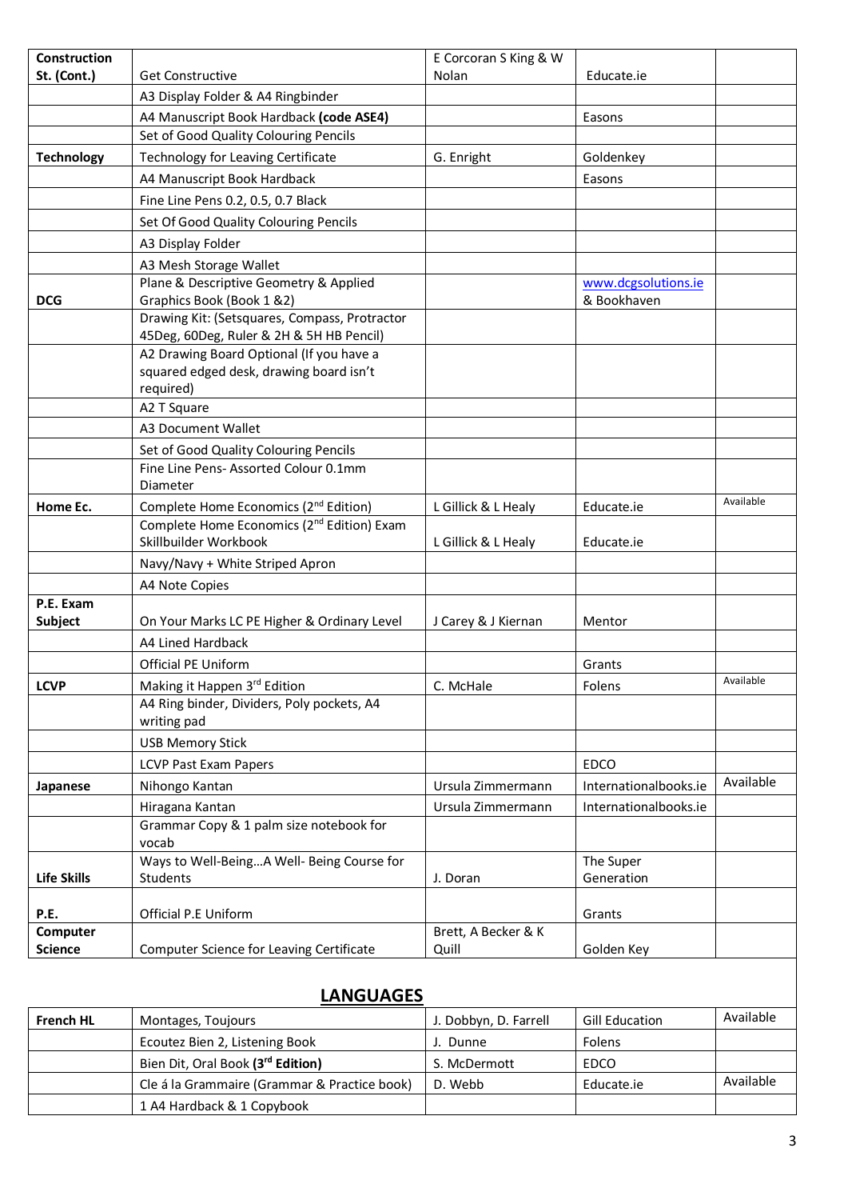| | | | | |
|---|---|---|---|---|
| **Construction St. (Cont.)** | Get Constructive | E Corcoran S King & W Nolan | Educate.ie | |
| | A3 Display Folder & A4 Ringbinder | | | |
| | A4 Manuscript Book Hardback **(code ASE4)** | | Easons | |
| | Set of Good Quality Colouring Pencils | | | |
| **Technology** | Technology for Leaving Certificate | G. Enright | Goldenkey | |
| | A4 Manuscript Book Hardback | | Easons | |
| | Fine Line Pens 0.2, 0.5, 0.7 Black | | | |
| | Set Of Good Quality Colouring Pencils | | | |
| | A3 Display Folder | | | |
| | A3 Mesh Storage Wallet | | | |
| **DCG** | Plane & Descriptive Geometry & Applied Graphics Book (Book 1 &2) | | www.dcgsolutions.ie & Bookhaven | |
| | Drawing Kit: (Setsquares, Compass, Protractor 45Deg, 60Deg, Ruler & 2H & 5H HB Pencil) | | | |
| | A2 Drawing Board Optional (If you have a squared edged desk, drawing board isn't required) | | | |
| | A2 T Square | | | |
| | A3 Document Wallet | | | |
| | Set of Good Quality Colouring Pencils | | | |
| | Fine Line Pens- Assorted Colour 0.1mm Diameter | | | |
| **Home Ec.** | Complete Home Economics (2nd Edition) | L Gillick & L Healy | Educate.ie | Available |
| | Complete Home Economics (2nd Edition) Exam Skillbuilder Workbook | L Gillick & L Healy | Educate.ie | |
| | Navy/Navy + White Striped Apron | | | |
| | A4 Note Copies | | | |
| **P.E. Exam Subject** | On Your Marks LC PE Higher & Ordinary Level | J Carey & J Kiernan | Mentor | |
| | A4 Lined Hardback | | | |
| | Official PE Uniform | | Grants | |
| **LCVP** | Making it Happen 3rd Edition | C. McHale | Folens | Available |
| | A4 Ring binder, Dividers, Poly pockets, A4 writing pad | | | |
| | USB Memory Stick | | | |
| | LCVP Past Exam Papers | | EDCO | |
| **Japanese** | Nihongo Kantan | Ursula Zimmermann | Internationalbooks.ie | Available |
| | Hiragana Kantan | Ursula Zimmermann | Internationalbooks.ie | |
| | Grammar Copy & 1 palm size notebook for vocab | | | |
| **Life Skills** | Ways to Well-Being…A Well- Being Course for Students | J. Doran | The Super Generation | |
| **P.E.** | Official P.E Uniform | | Grants | |
| **Computer Science** | Computer Science for Leaving Certificate | Brett, A Becker & K Quill | Golden Key | |

## LANGUAGES

| | | | | |
|---|---|---|---|---|
| **French HL** | Montages, Toujours | J. Dobbyn, D. Farrell | Gill Education | Available |
| | Ecoutez Bien 2, Listening Book | J. Dunne | Folens | |
| | Bien Dit, Oral Book **(3rd Edition)** | S. McDermott | EDCO | |
| | Cle á la Grammaire (Grammar & Practice book) | D. Webb | Educate.ie | Available |
| | 1 A4 Hardback & 1 Copybook | | | |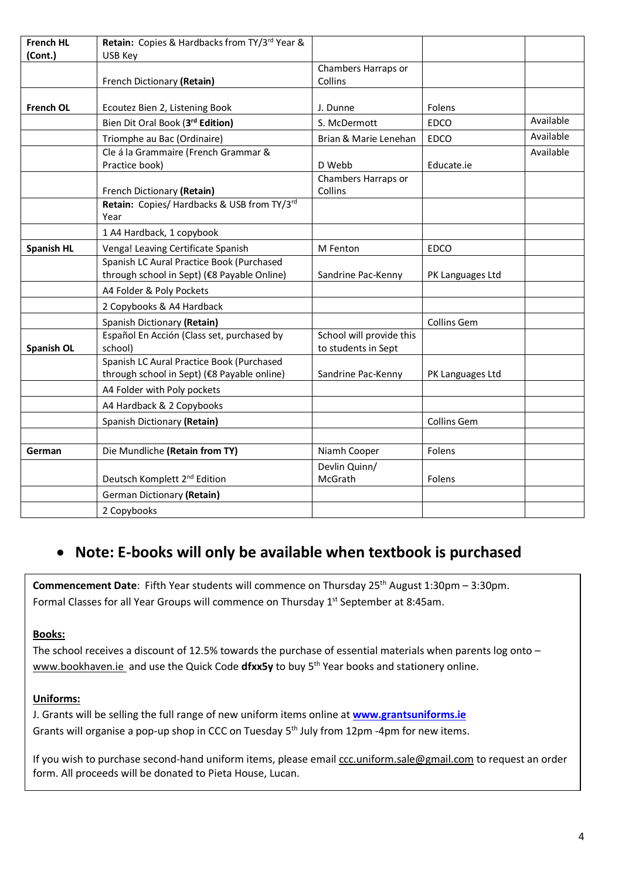| | | | | |
|---|---|---|---|---|
| **French HL (Cont.)** | **Retain:** Copies & Hardbacks from TY/3rd Year & USB Key | | | |
| | French Dictionary **(Retain)** | Chambers Harraps or Collins | | |
| **French OL** | Ecoutez Bien 2, Listening Book | J. Dunne | Folens | |
| | Bien Dit Oral Book (**3rd Edition)** | S. McDermott | EDCO | Available |
| | Triomphe au Bac (Ordinaire) | Brian & Marie Lenehan | EDCO | Available |
| | Cle á la Grammaire (French Grammar & Practice book) | D Webb | Educate.ie | Available |
| | French Dictionary **(Retain)** | Chambers Harraps or Collins | | |
| | **Retain:** Copies/ Hardbacks & USB from TY/3rd Year | | | |
| | 1 A4 Hardback, 1 copybook | | | |
| **Spanish HL** | Venga! Leaving Certificate Spanish | M Fenton | EDCO | |
| | Spanish LC Aural Practice Book (Purchased through school in Sept) (€8 Payable Online) | Sandrine Pac-Kenny | PK Languages Ltd | |
| | A4 Folder & Poly Pockets | | | |
| | 2 Copybooks & A4 Hardback | | | |
| | Spanish Dictionary **(Retain)** | | Collins Gem | |
| **Spanish OL** | Español En Acción (Class set, purchased by school) | School will provide this to students in Sept | | |
| | Spanish LC Aural Practice Book (Purchased through school in Sept) (€8 Payable online) | Sandrine Pac-Kenny | PK Languages Ltd | |
| | A4 Folder with Poly pockets | | | |
| | A4 Hardback & 2 Copybooks | | | |
| | Spanish Dictionary **(Retain)** | | Collins Gem | |
| | | | | |
| **German** | Die Mundliche **(Retain from TY)** | Niamh Cooper | Folens | |
| | Deutsch Komplett 2nd Edition | Devlin Quinn/ McGrath | Folens | |
| | German Dictionary **(Retain)** | | | |
| | 2 Copybooks | | | |

- **Note: E-books will only be available when textbook is purchased**

**Commencement Date**: Fifth Year students will commence on Thursday 25th August 1:30pm – 3:30pm. Formal Classes for all Year Groups will commence on Thursday 1st September at 8:45am.

**Books:**

The school receives a discount of 12.5% towards the purchase of essential materials when parents log onto – www.bookhaven.ie and use the Quick Code **dfxx5y** to buy 5th Year books and stationery online.

**Uniforms:**

J. Grants will be selling the full range of new uniform items online at **www.grantsuniforms.ie**
Grants will organise a pop-up shop in CCC on Tuesday 5th July from 12pm -4pm for new items.

If you wish to purchase second-hand uniform items, please email ccc.uniform.sale@gmail.com to request an order form. All proceeds will be donated to Pieta House, Lucan.